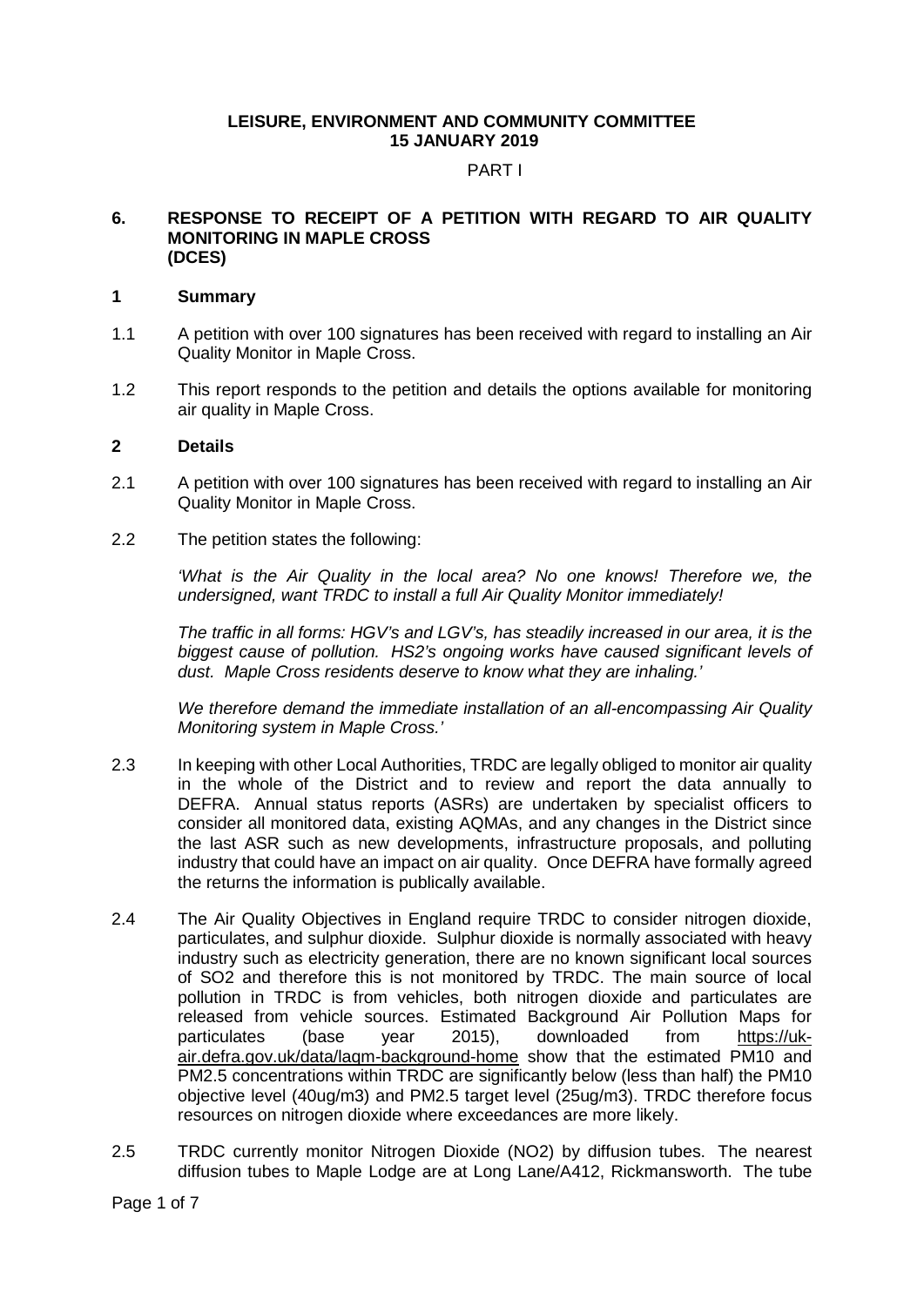**LEISURE, ENVIRONMENT AND COMMUNITY COMMITTEE**
**15 JANUARY 2019**

PART I

## 6. RESPONSE TO RECEIPT OF A PETITION WITH REGARD TO AIR QUALITY MONITORING IN MAPLE CROSS (DCES)

### 1 Summary

1.1 A petition with over 100 signatures has been received with regard to installing an Air Quality Monitor in Maple Cross.

1.2 This report responds to the petition and details the options available for monitoring air quality in Maple Cross.

### 2 Details

2.1 A petition with over 100 signatures has been received with regard to installing an Air Quality Monitor in Maple Cross.

2.2 The petition states the following:

*'What is the Air Quality in the local area? No one knows! Therefore we, the undersigned, want TRDC to install a full Air Quality Monitor immediately!*

*The traffic in all forms: HGV's and LGV's, has steadily increased in our area, it is the biggest cause of pollution. HS2's ongoing works have caused significant levels of dust. Maple Cross residents deserve to know what they are inhaling.'*

*We therefore demand the immediate installation of an all-encompassing Air Quality Monitoring system in Maple Cross.'*

2.3 In keeping with other Local Authorities, TRDC are legally obliged to monitor air quality in the whole of the District and to review and report the data annually to DEFRA. Annual status reports (ASRs) are undertaken by specialist officers to consider all monitored data, existing AQMAs, and any changes in the District since the last ASR such as new developments, infrastructure proposals, and polluting industry that could have an impact on air quality. Once DEFRA have formally agreed the returns the information is publically available.

2.4 The Air Quality Objectives in England require TRDC to consider nitrogen dioxide, particulates, and sulphur dioxide. Sulphur dioxide is normally associated with heavy industry such as electricity generation, there are no known significant local sources of $SO_2$ and therefore this is not monitored by TRDC. The main source of local pollution in TRDC is from vehicles, both nitrogen dioxide and particulates are released from vehicle sources. Estimated Background Air Pollution Maps for particulates (base year 2015), downloaded from https://uk-air.defra.gov.uk/data/laqm-background-home show that the estimated $PM_{10}$ and $PM_{2.5}$ concentrations within TRDC are significantly below (less than half) the $PM_{10}$ objective level (40ug/m3) and $PM_{2.5}$ target level (25ug/m3). TRDC therefore focus resources on nitrogen dioxide where exceedances are more likely.

2.5 TRDC currently monitor Nitrogen Dioxide ($NO_2$) by diffusion tubes. The nearest diffusion tubes to Maple Lodge are at Long Lane/A412, Rickmansworth. The tube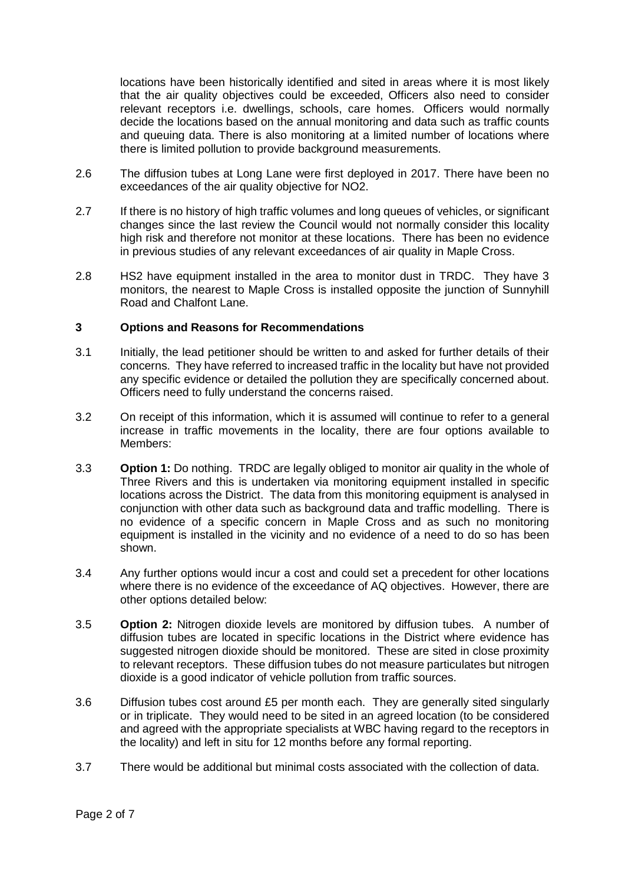locations have been historically identified and sited in areas where it is most likely that the air quality objectives could be exceeded, Officers also need to consider relevant receptors i.e. dwellings, schools, care homes. Officers would normally decide the locations based on the annual monitoring and data such as traffic counts and queuing data. There is also monitoring at a limited number of locations where there is limited pollution to provide background measurements.

2.6 The diffusion tubes at Long Lane were first deployed in 2017. There have been no exceedances of the air quality objective for $NO_2$.

2.7 If there is no history of high traffic volumes and long queues of vehicles, or significant changes since the last review the Council would not normally consider this locality high risk and therefore not monitor at these locations. There has been no evidence in previous studies of any relevant exceedances of air quality in Maple Cross.

2.8 HS2 have equipment installed in the area to monitor dust in TRDC. They have 3 monitors, the nearest to Maple Cross is installed opposite the junction of Sunnyhill Road and Chalfont Lane.

## 3 Options and Reasons for Recommendations

3.1 Initially, the lead petitioner should be written to and asked for further details of their concerns. They have referred to increased traffic in the locality but have not provided any specific evidence or detailed the pollution they are specifically concerned about. Officers need to fully understand the concerns raised.

3.2 On receipt of this information, which it is assumed will continue to refer to a general increase in traffic movements in the locality, there are four options available to Members:

3.3 **Option 1:** Do nothing. TRDC are legally obliged to monitor air quality in the whole of Three Rivers and this is undertaken via monitoring equipment installed in specific locations across the District. The data from this monitoring equipment is analysed in conjunction with other data such as background data and traffic modelling. There is no evidence of a specific concern in Maple Cross and as such no monitoring equipment is installed in the vicinity and no evidence of a need to do so has been shown.

3.4 Any further options would incur a cost and could set a precedent for other locations where there is no evidence of the exceedance of AQ objectives. However, there are other options detailed below:

3.5 **Option 2:** Nitrogen dioxide levels are monitored by diffusion tubes. A number of diffusion tubes are located in specific locations in the District where evidence has suggested nitrogen dioxide should be monitored. These are sited in close proximity to relevant receptors. These diffusion tubes do not measure particulates but nitrogen dioxide is a good indicator of vehicle pollution from traffic sources.

3.6 Diffusion tubes cost around £5 per month each. They are generally sited singularly or in triplicate. They would need to be sited in an agreed location (to be considered and agreed with the appropriate specialists at WBC having regard to the receptors in the locality) and left in situ for 12 months before any formal reporting.

3.7 There would be additional but minimal costs associated with the collection of data.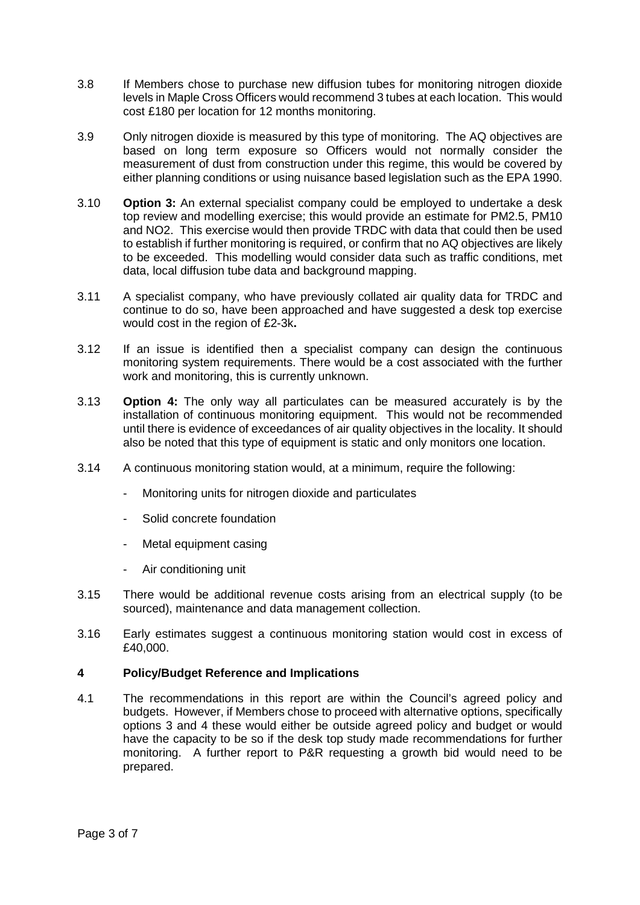3.8 If Members chose to purchase new diffusion tubes for monitoring nitrogen dioxide levels in Maple Cross Officers would recommend 3 tubes at each location. This would cost £180 per location for 12 months monitoring.

3.9 Only nitrogen dioxide is measured by this type of monitoring. The AQ objectives are based on long term exposure so Officers would not normally consider the measurement of dust from construction under this regime, this would be covered by either planning conditions or using nuisance based legislation such as the EPA 1990.

3.10 **Option 3:** An external specialist company could be employed to undertake a desk top review and modelling exercise; this would provide an estimate for PM2.5, PM10 and NO2. This exercise would then provide TRDC with data that could then be used to establish if further monitoring is required, or confirm that no AQ objectives are likely to be exceeded. This modelling would consider data such as traffic conditions, met data, local diffusion tube data and background mapping.

3.11 A specialist company, who have previously collated air quality data for TRDC and continue to do so, have been approached and have suggested a desk top exercise would cost in the region of £2-3k**.**

3.12 If an issue is identified then a specialist company can design the continuous monitoring system requirements. There would be a cost associated with the further work and monitoring, this is currently unknown.

3.13 **Option 4:** The only way all particulates can be measured accurately is by the installation of continuous monitoring equipment. This would not be recommended until there is evidence of exceedances of air quality objectives in the locality. It should also be noted that this type of equipment is static and only monitors one location.

3.14 A continuous monitoring station would, at a minimum, require the following:

- Monitoring units for nitrogen dioxide and particulates
- Solid concrete foundation
- Metal equipment casing
- Air conditioning unit

3.15 There would be additional revenue costs arising from an electrical supply (to be sourced), maintenance and data management collection.

3.16 Early estimates suggest a continuous monitoring station would cost in excess of £40,000.

## 4 Policy/Budget Reference and Implications

4.1 The recommendations in this report are within the Council's agreed policy and budgets. However, if Members chose to proceed with alternative options, specifically options 3 and 4 these would either be outside agreed policy and budget or would have the capacity to be so if the desk top study made recommendations for further monitoring. A further report to P&R requesting a growth bid would need to be prepared.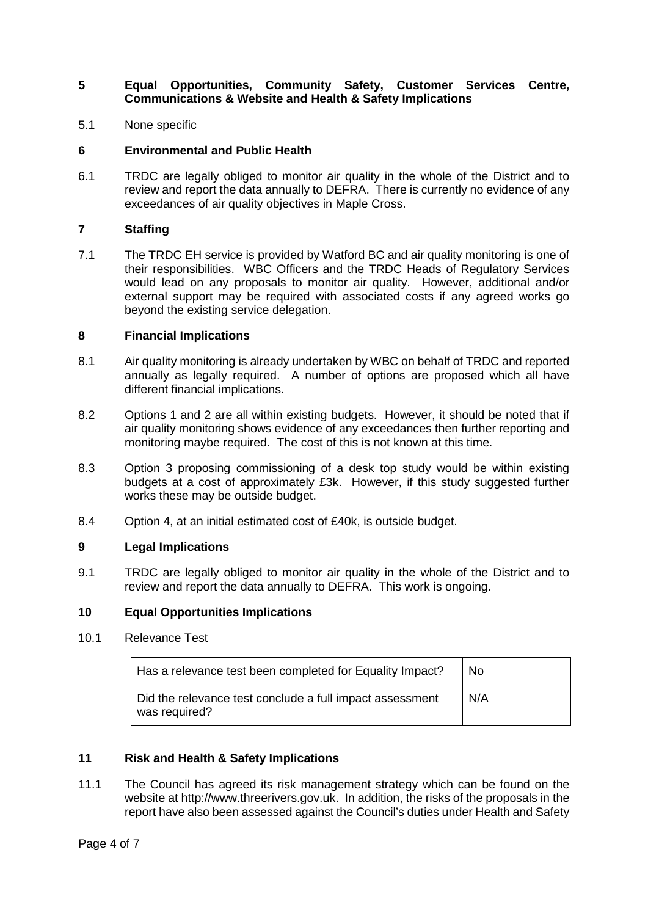## 5 Equal Opportunities, Community Safety, Customer Services Centre, Communications & Website and Health & Safety Implications

5.1 None specific

## 6 Environmental and Public Health

6.1 TRDC are legally obliged to monitor air quality in the whole of the District and to review and report the data annually to DEFRA. There is currently no evidence of any exceedances of air quality objectives in Maple Cross.

## 7 Staffing

7.1 The TRDC EH service is provided by Watford BC and air quality monitoring is one of their responsibilities. WBC Officers and the TRDC Heads of Regulatory Services would lead on any proposals to monitor air quality. However, additional and/or external support may be required with associated costs if any agreed works go beyond the existing service delegation.

## 8 Financial Implications

8.1 Air quality monitoring is already undertaken by WBC on behalf of TRDC and reported annually as legally required. A number of options are proposed which all have different financial implications.

8.2 Options 1 and 2 are all within existing budgets. However, it should be noted that if air quality monitoring shows evidence of any exceedances then further reporting and monitoring maybe required. The cost of this is not known at this time.

8.3 Option 3 proposing commissioning of a desk top study would be within existing budgets at a cost of approximately £3k. However, if this study suggested further works these may be outside budget.

8.4 Option 4, at an initial estimated cost of £40k, is outside budget.

## 9 Legal Implications

9.1 TRDC are legally obliged to monitor air quality in the whole of the District and to review and report the data annually to DEFRA. This work is ongoing.

## 10 Equal Opportunities Implications

10.1 Relevance Test

| Has a relevance test been completed for Equality Impact? | No |
|---|---|
| Did the relevance test conclude a full impact assessment was required? | N/A |

## 11 Risk and Health & Safety Implications

11.1 The Council has agreed its risk management strategy which can be found on the website at http://www.threerivers.gov.uk. In addition, the risks of the proposals in the report have also been assessed against the Council's duties under Health and Safety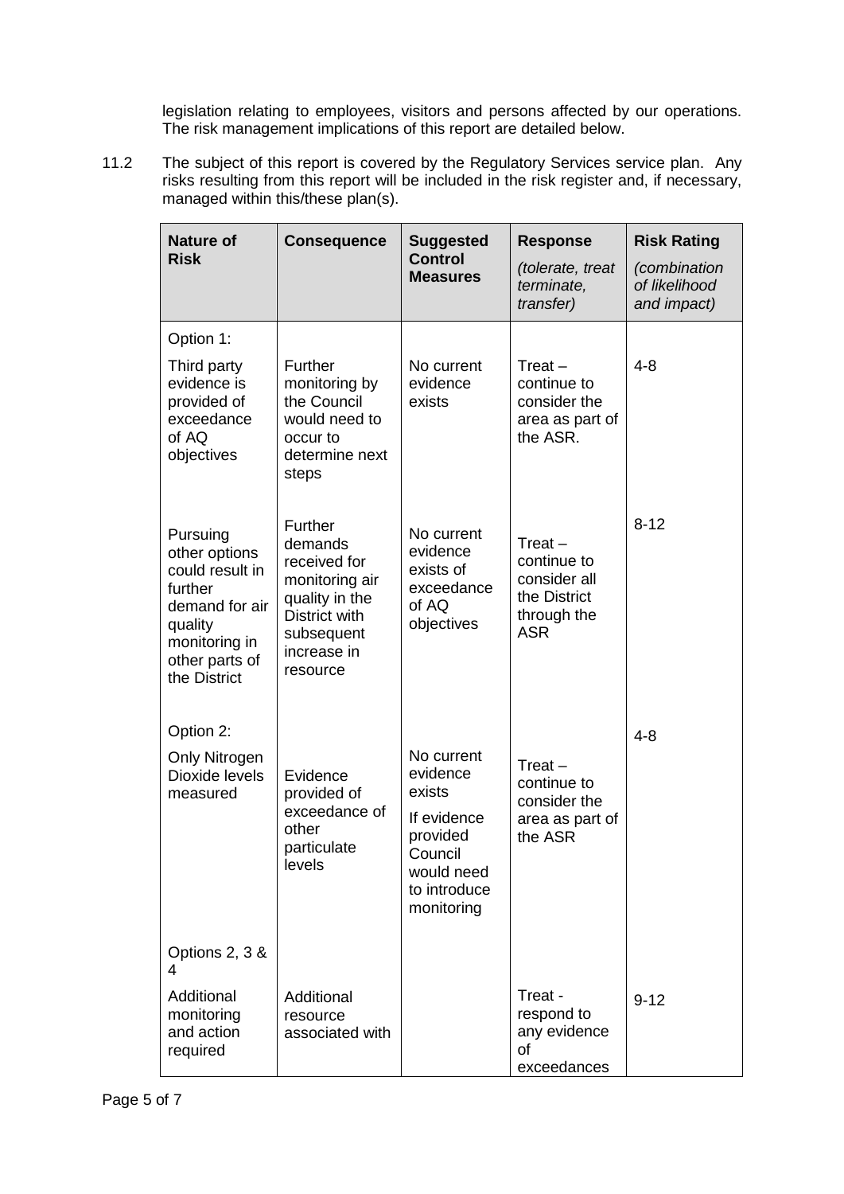legislation relating to employees, visitors and persons affected by our operations. The risk management implications of this report are detailed below.

11.2 The subject of this report is covered by the Regulatory Services service plan. Any risks resulting from this report will be included in the risk register and, if necessary, managed within this/these plan(s).

| **Nature of Risk** | **Consequence** | **Suggested Control Measures** | **Response** *(tolerate, treat terminate, transfer)* | **Risk Rating** *(combination of likelihood and impact)* |
|---|---|---|---|---|
| Option 1: Third party evidence is provided of exceedance of AQ objectives | Further monitoring by the Council would need to occur to determine next steps | No current evidence exists | Treat – continue to consider the area as part of the ASR. | 4-8 |
| Pursuing other options could result in further demand for air quality monitoring in other parts of the District | Further demands received for monitoring air quality in the District with subsequent increase in resource | No current evidence exists of exceedance of AQ objectives | Treat – continue to consider all the District through the ASR | 8-12 |
| Option 2: Only Nitrogen Dioxide levels measured | Evidence provided of exceedance of other particulate levels | No current evidence exists If evidence provided Council would need to introduce monitoring | Treat – continue to consider the area as part of the ASR | 4-8 |
| Options 2, 3 & 4 Additional monitoring and action required | Additional resource associated with | | Treat - respond to any evidence of exceedances | 9-12 |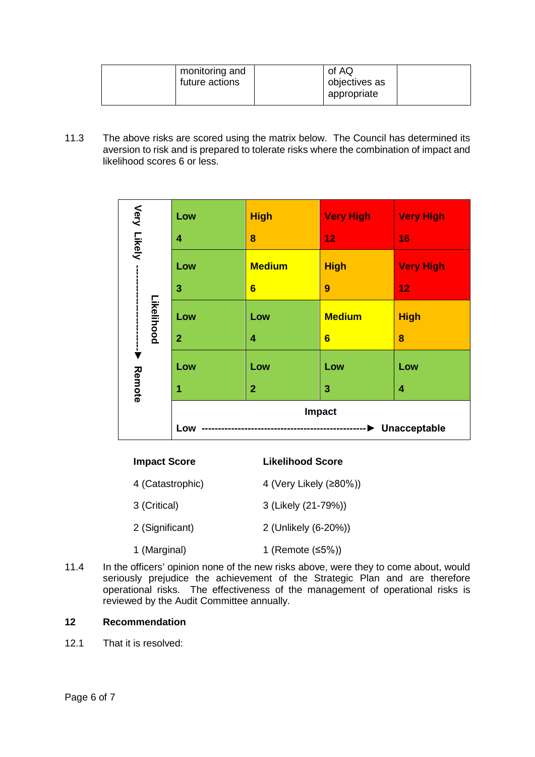|  | monitoring and future actions |  | of AQ objectives as appropriate |  |
|---|---|---|---|---|

11.3 The above risks are scored using the matrix below. The Council has determined its aversion to risk and is prepared to tolerate risks where the combination of impact and likelihood scores 6 or less.

| Likelihood (Very Likely ▼ Remote) | | | | |
|---|---|---|---|---|
| | **Low** 4 | **High** 8 | **Very High** 12 | **Very High** 16 |
| | **Low** 3 | **Medium** 6 | **High** 9 | **Very High** 12 |
| | **Low** 2 | **Low** 4 | **Medium** 6 | **High** 8 |
| | **Low** 1 | **Low** 2 | **Low** 3 | **Low** 4 |
| | **Impact** — **Low** ► **Unacceptable** | | | |

| **Impact Score** | **Likelihood Score** |
|---|---|
| 4 (Catastrophic) | 4 (Very Likely (≥80%)) |
| 3 (Critical) | 3 (Likely (21-79%)) |
| 2 (Significant) | 2 (Unlikely (6-20%)) |
| 1 (Marginal) | 1 (Remote (≤5%)) |

11.4 In the officers' opinion none of the new risks above, were they to come about, would seriously prejudice the achievement of the Strategic Plan and are therefore operational risks. The effectiveness of the management of operational risks is reviewed by the Audit Committee annually.

## 12 Recommendation

12.1 That it is resolved: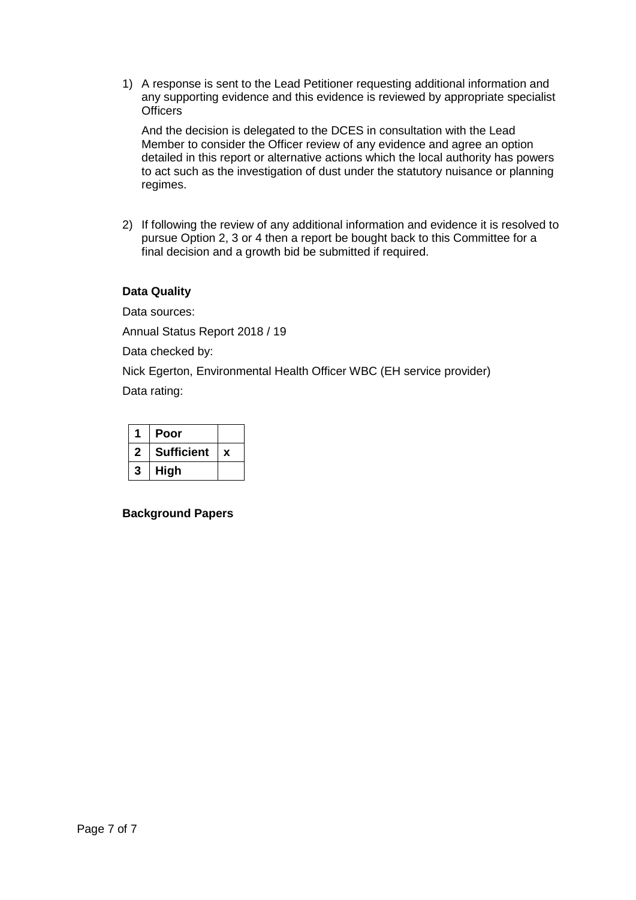1) A response is sent to the Lead Petitioner requesting additional information and any supporting evidence and this evidence is reviewed by appropriate specialist Officers

   And the decision is delegated to the DCES in consultation with the Lead Member to consider the Officer review of any evidence and agree an option detailed in this report or alternative actions which the local authority has powers to act such as the investigation of dust under the statutory nuisance or planning regimes.

2) If following the review of any additional information and evidence it is resolved to pursue Option 2, 3 or 4 then a report be bought back to this Committee for a final decision and a growth bid be submitted if required.

**Data Quality**

Data sources:

Annual Status Report 2018 / 19

Data checked by:

Nick Egerton, Environmental Health Officer WBC (EH service provider)

Data rating:

| | | |
|---|---|---|
| **1** | **Poor** | |
| **2** | **Sufficient** | **x** |
| **3** | **High** | |

**Background Papers**